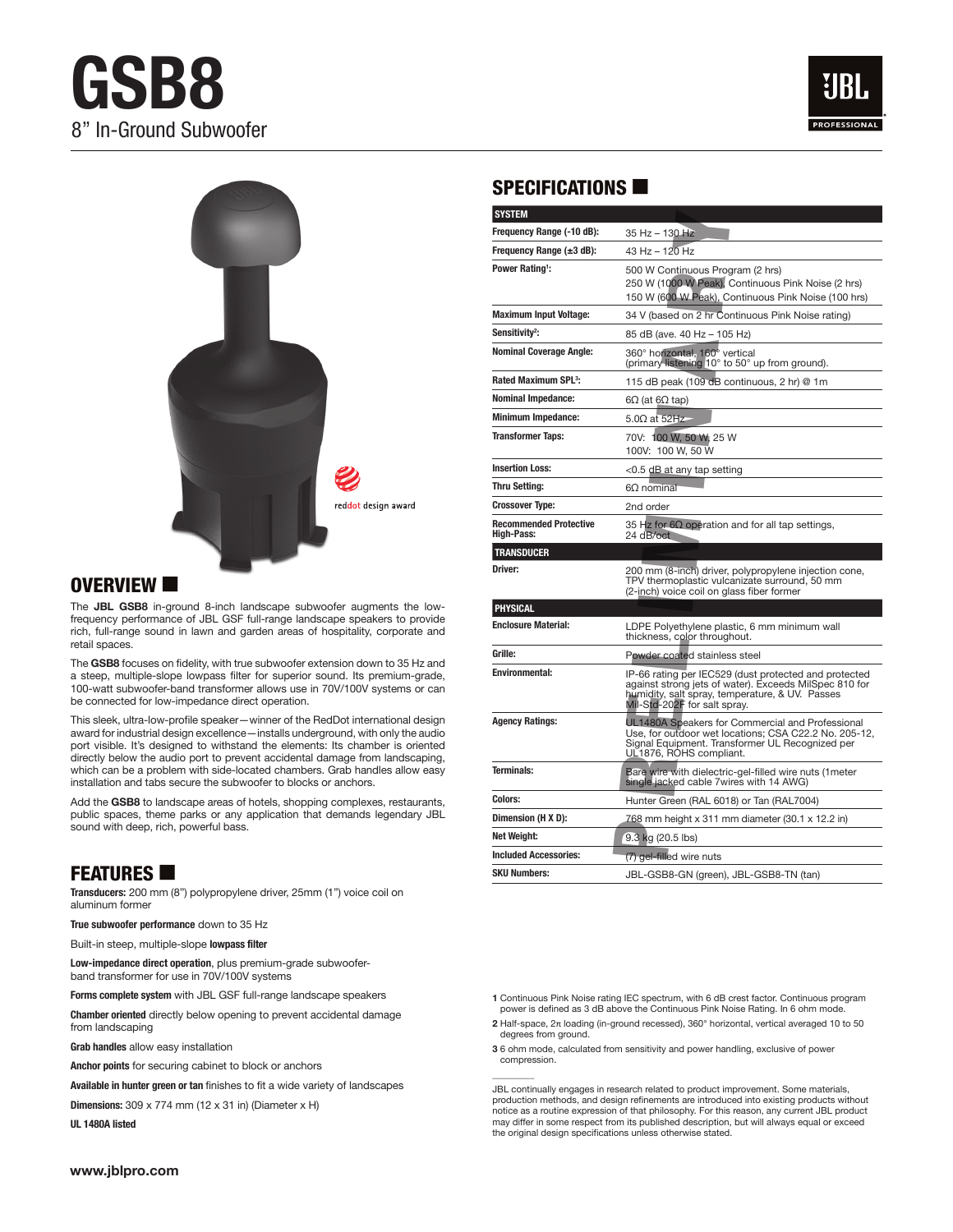# GSB8

8" In-Ground Subwoofer

reddot design award

## OVERVIEW

The **JBL GSB8** in-ground 8-inch landscape subwoofer augments the low-frequency performance of JBL GSF full-range landscape speakers to provide rich, full-range sound in lawn and garden areas of hospitality, corporate and retail spaces.

The **GSB8** focuses on fidelity, with true subwoofer extension down to 35 Hz and a steep, multiple-slope lowpass filter for superior sound. Its premium-grade, 100-watt subwoofer-band transformer allows use in 70V/100V systems or can be connected for low-impedance direct operation.

This sleek, ultra-low-profile speaker—winner of the RedDot international design award for industrial design excellence—installs underground, with only the audio port visible. It's designed to withstand the elements: Its chamber is oriented directly below the audio port to prevent accidental damage from landscaping, which can be a problem with side-located chambers. Grab handles allow easy installation and tabs secure the subwoofer to blocks or anchors.

Add the **GSB8** to landscape areas of hotels, shopping complexes, restaurants, public spaces, theme parks or any application that demands legendary JBL sound with deep, rich, powerful bass.

## FEATURES

**Transducers:** 200 mm (8") polypropylene driver, 25mm (1") voice coil on aluminum former

**True subwoofer performance** down to 35 Hz

Built-in steep, multiple-slope **lowpass filter**

**Low-impedance direct operation**, plus premium-grade subwoofer-band transformer for use in 70V/100V systems

**Forms complete system** with JBL GSF full-range landscape speakers

**Chamber oriented** directly below opening to prevent accidental damage from landscaping

**Grab handles** allow easy installation

**Anchor points** for securing cabinet to block or anchors

**Available in hunter green or tan** finishes to fit a wide variety of landscapes

**Dimensions:** 309 x 774 mm (12 x 31 in) (Diameter x H)

**UL 1480A listed**

## SPECIFICATIONS

| | |
|---|---|
| **SYSTEM** | |
| **Frequency Range (-10 dB):** | 35 Hz – 130 Hz |
| **Frequency Range (±3 dB):** | 43 Hz – 120 Hz |
| **Power Rating[1]:** | 500 W Continuous Program (2 hrs)<br>250 W (1000 W Peak), Continuous Pink Noise (2 hrs)<br>150 W (600 W Peak), Continuous Pink Noise (100 hrs) |
| **Maximum Input Voltage:** | 34 V (based on 2 hr Continuous Pink Noise rating) |
| **Sensitivity[2]:** | 85 dB (ave. 40 Hz – 105 Hz) |
| **Nominal Coverage Angle:** | 360° horizontal, 160° vertical (primary listening 10° to 50° up from ground). |
| **Rated Maximum SPL[3]:** | 115 dB peak (109 dB continuous, 2 hr) @ 1m |
| **Nominal Impedance:** | 6Ω (at 6Ω tap) |
| **Minimum Impedance:** | 5.0Ω at 52Hz |
| **Transformer Taps:** | 70V: 100 W, 50 W, 25 W<br>100V: 100 W, 50 W |
| **Insertion Loss:** | <0.5 dB at any tap setting |
| **Thru Setting:** | 6Ω nominal |
| **Crossover Type:** | 2nd order |
| **Recommended Protective High-Pass:** | 35 Hz for 6Ω operation and for all tap settings, 24 dB/oct |
| **TRANSDUCER** | |
| **Driver:** | 200 mm (8-inch) driver, polypropylene injection cone, TPV thermoplastic vulcanizate surround, 50 mm (2-inch) voice coil on glass fiber former |
| **PHYSICAL** | |
| **Enclosure Material:** | LDPE Polyethylene plastic, 6 mm minimum wall thickness, color throughout. |
| **Grille:** | Powder coated stainless steel |
| **Environmental:** | IP-66 rating per IEC529 (dust protected and protected against strong jets of water). Exceeds MilSpec 810 for humidity, salt spray, temperature, & UV. Passes Mil-Std-202F for salt spray. |
| **Agency Ratings:** | UL1480A Speakers for Commercial and Professional Use, for outdoor wet locations; CSA C22.2 No. 205-12, Signal Equipment. Transformer UL Recognized per UL1876, ROHS compliant. |
| **Terminals:** | Bare wire with dielectric-gel-filled wire nuts (1meter single jacked cable 7wires with 14 AWG) |
| **Colors:** | Hunter Green (RAL 6018) or Tan (RAL7004) |
| **Dimension (H X D):** | 768 mm height x 311 mm diameter (30.1 x 12.2 in) |
| **Net Weight:** | 9.3 kg (20.5 lbs) |
| **Included Accessories:** | (7) gel-filled wire nuts |
| **SKU Numbers:** | JBL-GSB8-GN (green), JBL-GSB8-TN (tan) |

PRELIMINARY

1 Continuous Pink Noise rating IEC spectrum, with 6 dB crest factor. Continuous program power is defined as 3 dB above the Continuous Pink Noise Rating. In 6 ohm mode.

2 Half-space, 2π loading (in-ground recessed), 360° horizontal, vertical averaged 10 to 50 degrees from ground.

3 6 ohm mode, calculated from sensitivity and power handling, exclusive of power compression.

JBL continually engages in research related to product improvement. Some materials, production methods, and design refinements are introduced into existing products without notice as a routine expression of that philosophy. For this reason, any current JBL product may differ in some respect from its published description, but will always equal or exceed the original design specifications unless otherwise stated.

www.jblpro.com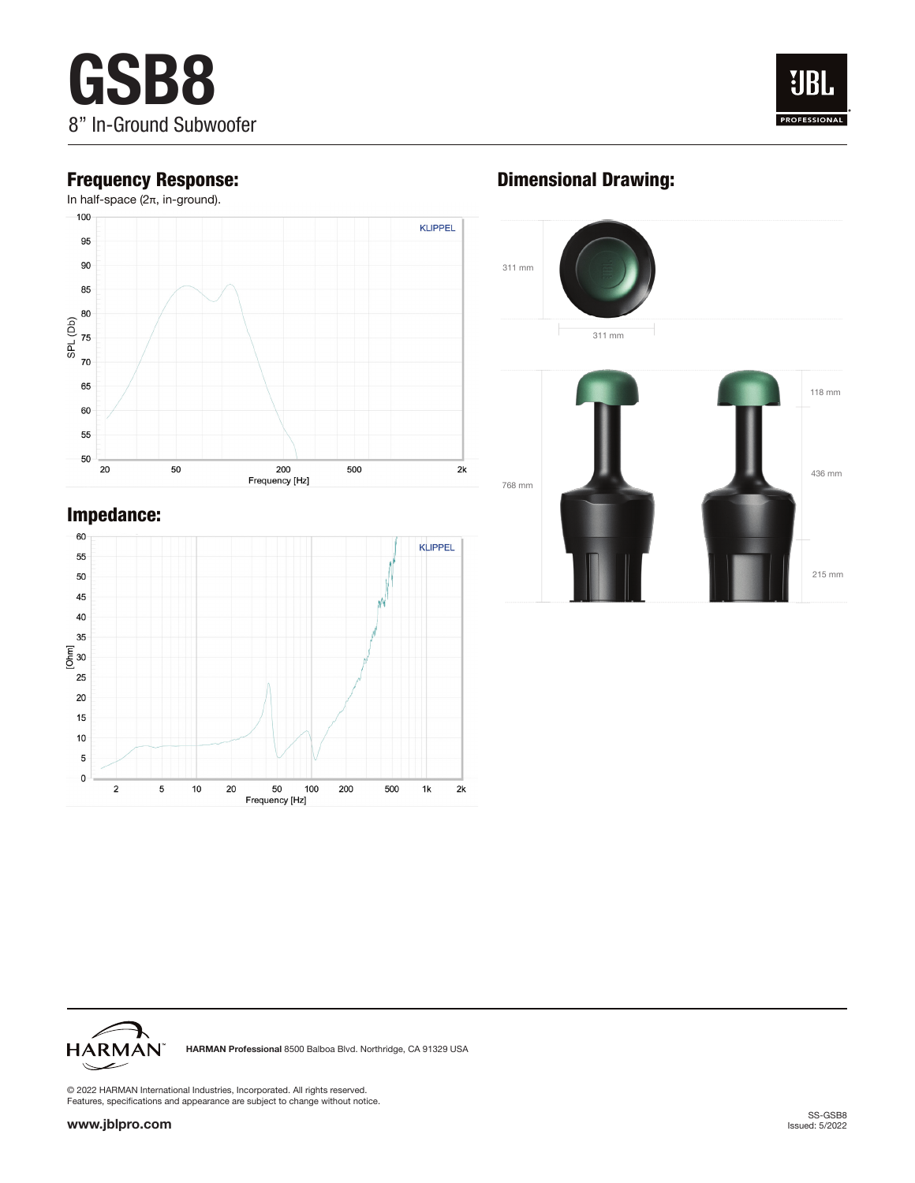# GSB8

8" In-Ground Subwoofer

## Frequency Response:

In half-space (2π, in-ground).

KLIPPEL

SPL (Db)

100
95
90
85
80
75
70
65
60
55
50

20
50
200
500
2k

Frequency [Hz]

## Impedance:

KLIPPEL

[Ohm]

60
55
50
45
40
35
30
25
20
15
10
5
0

2
5
10
20
50
100
200
500
1k
2k

Frequency [Hz]

## Dimensional Drawing:

311 mm

311 mm

768 mm

118 mm

436 mm

215 mm

**HARMAN Professional** 8500 Balboa Blvd. Northridge, CA 91329 USA

© 2022 HARMAN International Industries, Incorporated. All rights reserved.
Features, specifications and appearance are subject to change without notice.

**www.jblpro.com**

SS-GSB8
Issued: 5/2022